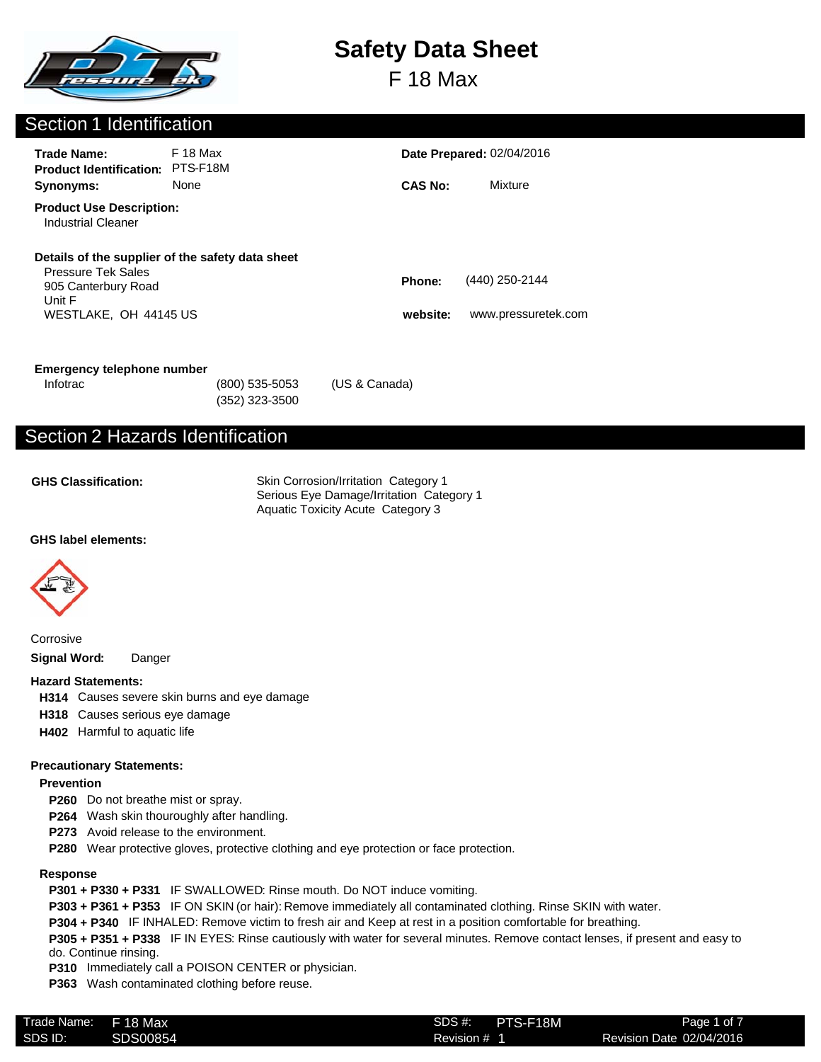# Safety Data Sheet

## F 18 Max

## Section 1 Identification

**Trade Name:** F 18 Max
**Product Identification:** PTS-F18M
**Synonyms:** None

**Date Prepared:** 02/04/2016

**CAS No:** Mixture

**Product Use Description:**
Industrial Cleaner

**Details of the supplier of the safety data sheet**
Pressure Tek Sales
905 Canterbury Road
Unit F
WESTLAKE, OH 44145 US

**Phone:** (440) 250-2144

**website:** www.pressuretek.com

**Emergency telephone number**

| | | |
|---|---|---|
| Infotrac | (800) 535-5053 | (US & Canada) |
| | (352) 323-3500 | |

## Section 2 Hazards Identification

**GHS Classification:**
Skin Corrosion/Irritation Category 1
Serious Eye Damage/Irritation Category 1
Aquatic Toxicity Acute Category 3

**GHS label elements:**

Corrosive

**Signal Word:** Danger

**Hazard Statements:**

- **H314** Causes severe skin burns and eye damage
- **H318** Causes serious eye damage
- **H402** Harmful to aquatic life

**Precautionary Statements:**

**Prevention**

- **P260** Do not breathe mist or spray.
- **P264** Wash skin thouroughly after handling.
- **P273** Avoid release to the environment.
- **P280** Wear protective gloves, protective clothing and eye protection or face protection.

**Response**

- **P301 + P330 + P331** IF SWALLOWED: Rinse mouth. Do NOT induce vomiting.
- **P303 + P361 + P353** IF ON SKIN (or hair): Remove immediately all contaminated clothing. Rinse SKIN with water.
- **P304 + P340** IF INHALED: Remove victim to fresh air and Keep at rest in a position comfortable for breathing.
- **P305 + P351 + P338** IF IN EYES: Rinse cautiously with water for several minutes. Remove contact lenses, if present and easy to do. Continue rinsing.
- **P310** Immediately call a POISON CENTER or physician.
- **P363** Wash contaminated clothing before reuse.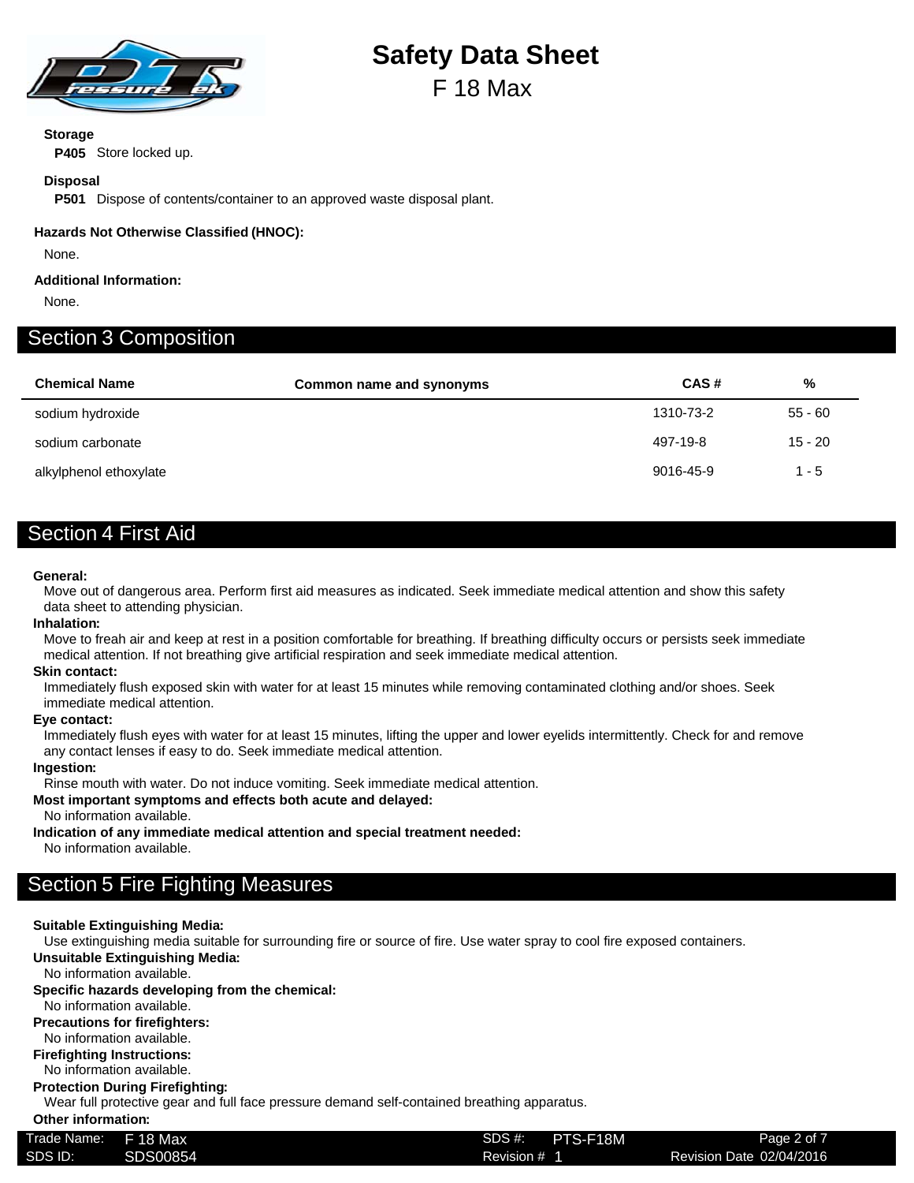**Storage**

**P405** Store locked up.

**Disposal**

**P501** Dispose of contents/container to an approved waste disposal plant.

**Hazards Not Otherwise Classified (HNOC):**

None.

**Additional Information:**

None.

## Section 3 Composition

| Chemical Name | Common name and synonyms | CAS # | % |
|---|---|---|---|
| sodium hydroxide | | 1310-73-2 | 55 - 60 |
| sodium carbonate | | 497-19-8 | 15 - 20 |
| alkylphenol ethoxylate | | 9016-45-9 | 1 - 5 |

## Section 4 First Aid

**General:**
Move out of dangerous area. Perform first aid measures as indicated. Seek immediate medical attention and show this safety data sheet to attending physician.

**Inhalation:**
Move to freah air and keep at rest in a position comfortable for breathing. If breathing difficulty occurs or persists seek immediate medical attention. If not breathing give artificial respiration and seek immediate medical attention.

**Skin contact:**
Immediately flush exposed skin with water for at least 15 minutes while removing contaminated clothing and/or shoes. Seek immediate medical attention.

**Eye contact:**
Immediately flush eyes with water for at least 15 minutes, lifting the upper and lower eyelids intermittently. Check for and remove any contact lenses if easy to do. Seek immediate medical attention.

**Ingestion:**
Rinse mouth with water. Do not induce vomiting. Seek immediate medical attention.

**Most important symptoms and effects both acute and delayed:**
No information available.

**Indication of any immediate medical attention and special treatment needed:**
No information available.

## Section 5 Fire Fighting Measures

**Suitable Extinguishing Media:**
Use extinguishing media suitable for surrounding fire or source of fire. Use water spray to cool fire exposed containers.

**Unsuitable Extinguishing Media:**
No information available.

**Specific hazards developing from the chemical:**
No information available.

**Precautions for firefighters:**
No information available.

**Firefighting Instructions:**
No information available.

**Protection During Firefighting:**
Wear full protective gear and full face pressure demand self-contained breathing apparatus.

**Other information:**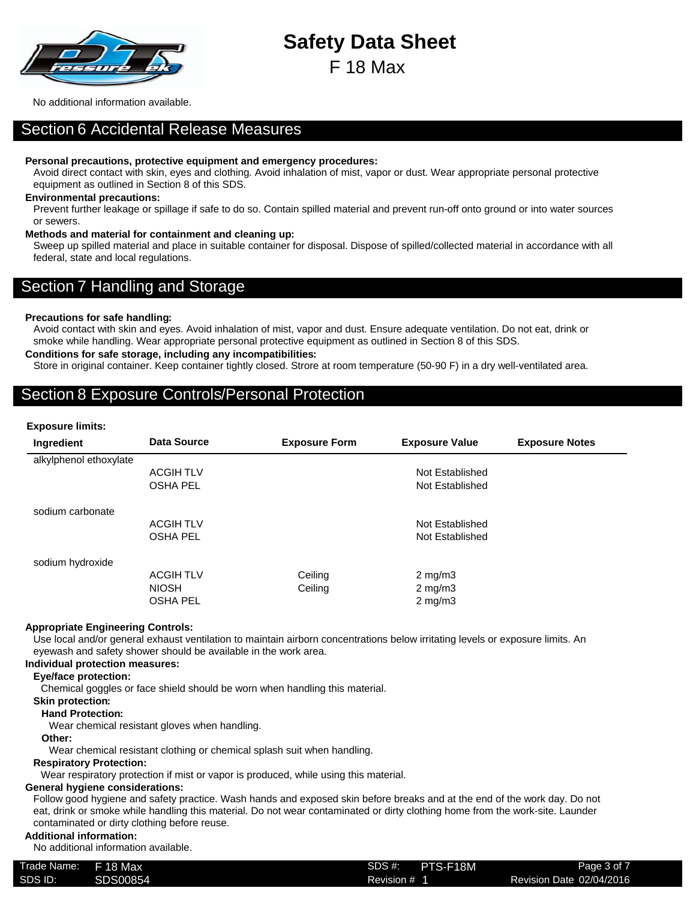No additional information available.

## Section 6 Accidental Release Measures

**Personal precautions, protective equipment and emergency procedures:**

Avoid direct contact with skin, eyes and clothing. Avoid inhalation of mist, vapor or dust. Wear appropriate personal protective equipment as outlined in Section 8 of this SDS.

**Environmental precautions:**

Prevent further leakage or spillage if safe to do so. Contain spilled material and prevent run-off onto ground or into water sources or sewers.

**Methods and material for containment and cleaning up:**

Sweep up spilled material and place in suitable container for disposal. Dispose of spilled/collected material in accordance with all federal, state and local regulations.

## Section 7 Handling and Storage

**Precautions for safe handling:**

Avoid contact with skin and eyes. Avoid inhalation of mist, vapor and dust. Ensure adequate ventilation. Do not eat, drink or smoke while handling. Wear appropriate personal protective equipment as outlined in Section 8 of this SDS.

**Conditions for safe storage, including any incompatibilities:**

Store in original container. Keep container tightly closed. Strore at room temperature (50-90 F) in a dry well-ventilated area.

## Section 8 Exposure Controls/Personal Protection

**Exposure limits:**

| Ingredient | Data Source | Exposure Form | Exposure Value | Exposure Notes |
|---|---|---|---|---|
| alkylphenol ethoxylate | | | | |
| | ACGIH TLV | | Not Established | |
| | OSHA PEL | | Not Established | |
| sodium carbonate | | | | |
| | ACGIH TLV | | Not Established | |
| | OSHA PEL | | Not Established | |
| sodium hydroxide | | | | |
| | ACGIH TLV | Ceiling | 2 mg/m3 | |
| | NIOSH | Ceiling | 2 mg/m3 | |
| | OSHA PEL | | 2 mg/m3 | |

**Appropriate Engineering Controls:**

Use local and/or general exhaust ventilation to maintain airborn concentrations below irritating levels or exposure limits. An eyewash and safety shower should be available in the work area.

**Individual protection measures:**

**Eye/face protection:**

Chemical goggles or face shield should be worn when handling this material.

**Skin protection:**

**Hand Protection:**

Wear chemical resistant gloves when handling.

**Other:**

Wear chemical resistant clothing or chemical splash suit when handling.

**Respiratory Protection:**

Wear respiratory protection if mist or vapor is produced, while using this material.

**General hygiene considerations:**

Follow good hygiene and safety practice. Wash hands and exposed skin before breaks and at the end of the work day. Do not eat, drink or smoke while handling this material. Do not wear contaminated or dirty clothing home from the work-site. Launder contaminated or dirty clothing before reuse.

**Additional information:**

No additional information available.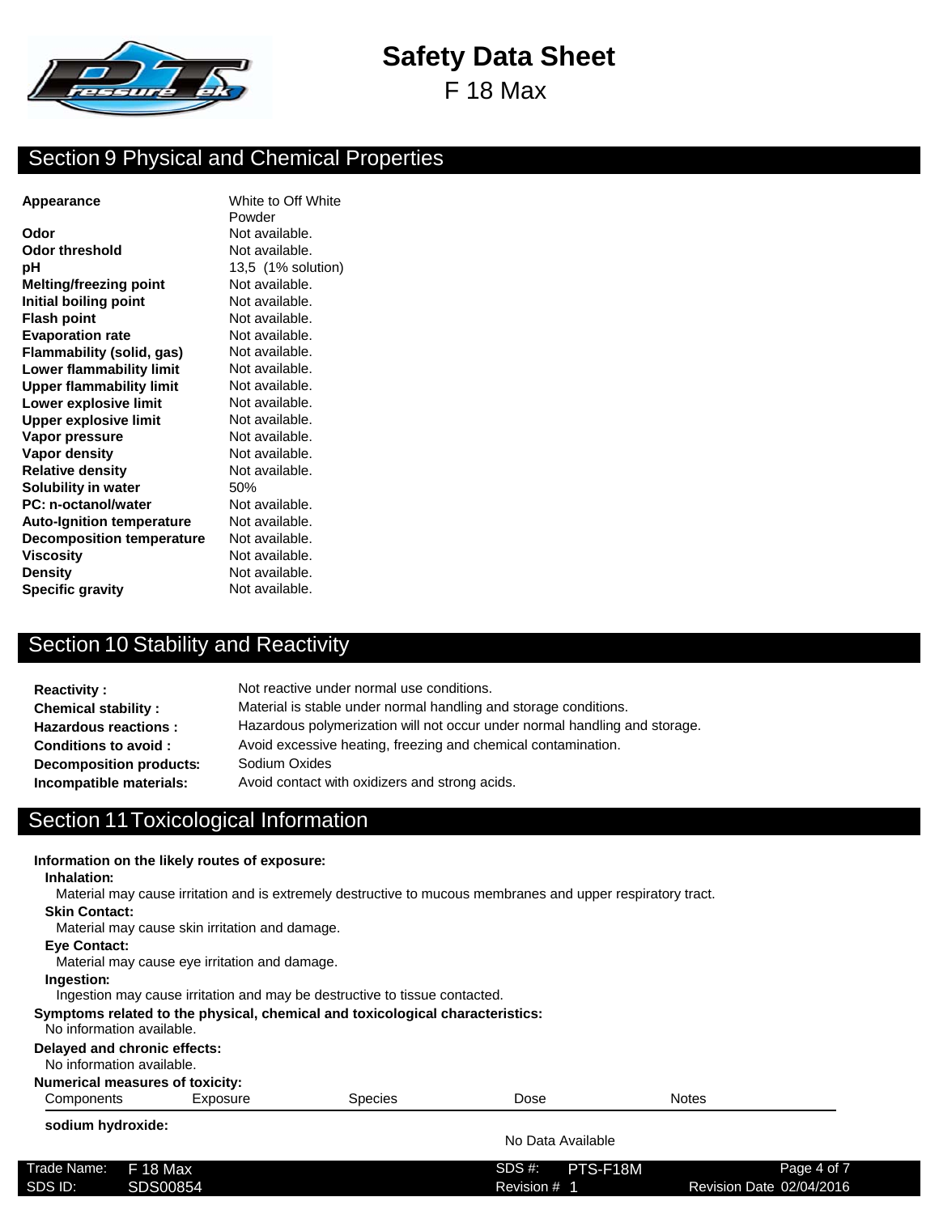## Section 9 Physical and Chemical Properties

| | |
|---|---|
| **Appearance** | White to Off White Powder |
| **Odor** | Not available. |
| **Odor threshold** | Not available. |
| **pH** | 13,5 (1% solution) |
| **Melting/freezing point** | Not available. |
| **Initial boiling point** | Not available. |
| **Flash point** | Not available. |
| **Evaporation rate** | Not available. |
| **Flammability (solid, gas)** | Not available. |
| **Lower flammability limit** | Not available. |
| **Upper flammability limit** | Not available. |
| **Lower explosive limit** | Not available. |
| **Upper explosive limit** | Not available. |
| **Vapor pressure** | Not available. |
| **Vapor density** | Not available. |
| **Relative density** | Not available. |
| **Solubility in water** | 50% |
| **PC: n-octanol/water** | Not available. |
| **Auto-Ignition temperature** | Not available. |
| **Decomposition temperature** | Not available. |
| **Viscosity** | Not available. |
| **Density** | Not available. |
| **Specific gravity** | Not available. |

## Section 10 Stability and Reactivity

| | |
|---|---|
| **Reactivity :** | Not reactive under normal use conditions. |
| **Chemical stability :** | Material is stable under normal handling and storage conditions. |
| **Hazardous reactions :** | Hazardous polymerization will not occur under normal handling and storage. |
| **Conditions to avoid :** | Avoid excessive heating, freezing and chemical contamination. |
| **Decomposition products:** | Sodium Oxides |
| **Incompatible materials:** | Avoid contact with oxidizers and strong acids. |

## Section 11 Toxicological Information

**Information on the likely routes of exposure:**

**Inhalation:**
Material may cause irritation and is extremely destructive to mucous membranes and upper respiratory tract.

**Skin Contact:**
Material may cause skin irritation and damage.

**Eye Contact:**
Material may cause eye irritation and damage.

**Ingestion:**
Ingestion may cause irritation and may be destructive to tissue contacted.

**Symptoms related to the physical, chemical and toxicological characteristics:**
No information available.

**Delayed and chronic effects:**
No information available.

**Numerical measures of toxicity:**

| Components | Exposure | Species | Dose | Notes |
|---|---|---|---|---|
| **sodium hydroxide:** | | | | |
| | | | No Data Available | |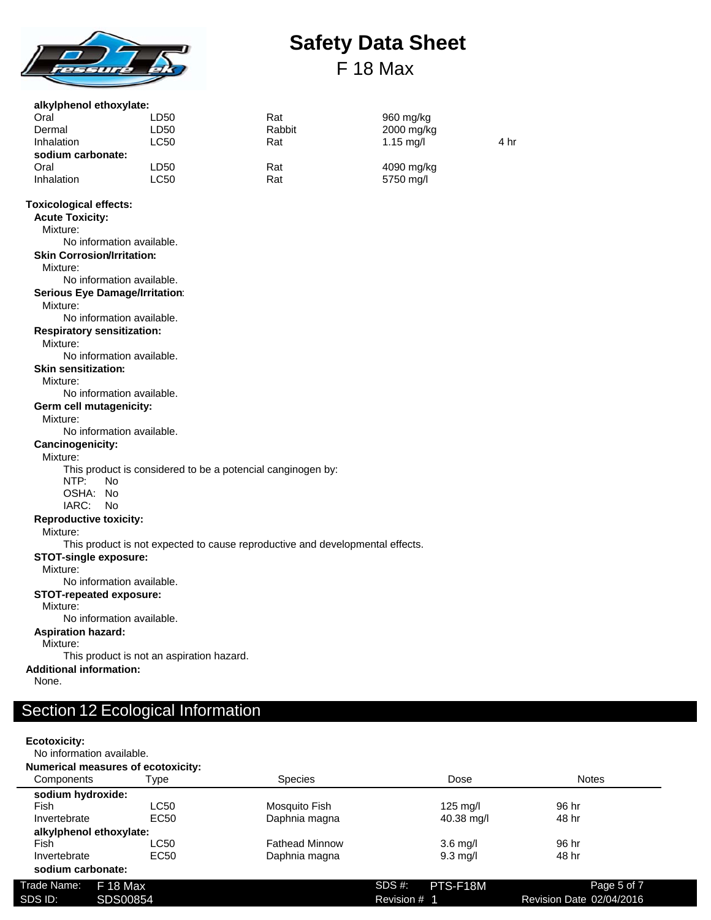| | | | | |
|---|---|---|---|---|
| **alkylphenol ethoxylate:** | | | | |
| Oral | LD50 | Rat | 960 mg/kg | |
| Dermal | LD50 | Rabbit | 2000 mg/kg | |
| Inhalation | LC50 | Rat | 1.15 mg/l | 4 hr |
| **sodium carbonate:** | | | | |
| Oral | LD50 | Rat | 4090 mg/kg | |
| Inhalation | LC50 | Rat | 5750 mg/l | |

**Toxicological effects:**

**Acute Toxicity:**
Mixture:
No information available.

**Skin Corrosion/Irritation:**
Mixture:
No information available.

**Serious Eye Damage/Irritation:**
Mixture:
No information available.

**Respiratory sensitization:**
Mixture:
No information available.

**Skin sensitization:**
Mixture:
No information available.

**Germ cell mutagenicity:**
Mixture:
No information available.

**Cancinogenicity:**
Mixture:
This product is considered to be a potencial canginogen by:
NTP: No
OSHA: No
IARC: No

**Reproductive toxicity:**
Mixture:
This product is not expected to cause reproductive and developmental effects.

**STOT-single exposure:**
Mixture:
No information available.

**STOT-repeated exposure:**
Mixture:
No information available.

**Aspiration hazard:**
Mixture:
This product is not an aspiration hazard.

**Additional information:**
None.

## Section 12 Ecological Information

**Ecotoxicity:**
No information available.

**Numerical measures of ecotoxicity:**

| Components | Type | Species | Dose | Notes |
|---|---|---|---|---|
| **sodium hydroxide:** | | | | |
| Fish | LC50 | Mosquito Fish | 125 mg/l | 96 hr |
| Invertebrate | EC50 | Daphnia magna | 40.38 mg/l | 48 hr |
| **alkylphenol ethoxylate:** | | | | |
| Fish | LC50 | Fathead Minnow | 3.6 mg/l | 96 hr |
| Invertebrate | EC50 | Daphnia magna | 9.3 mg/l | 48 hr |
| **sodium carbonate:** | | | | |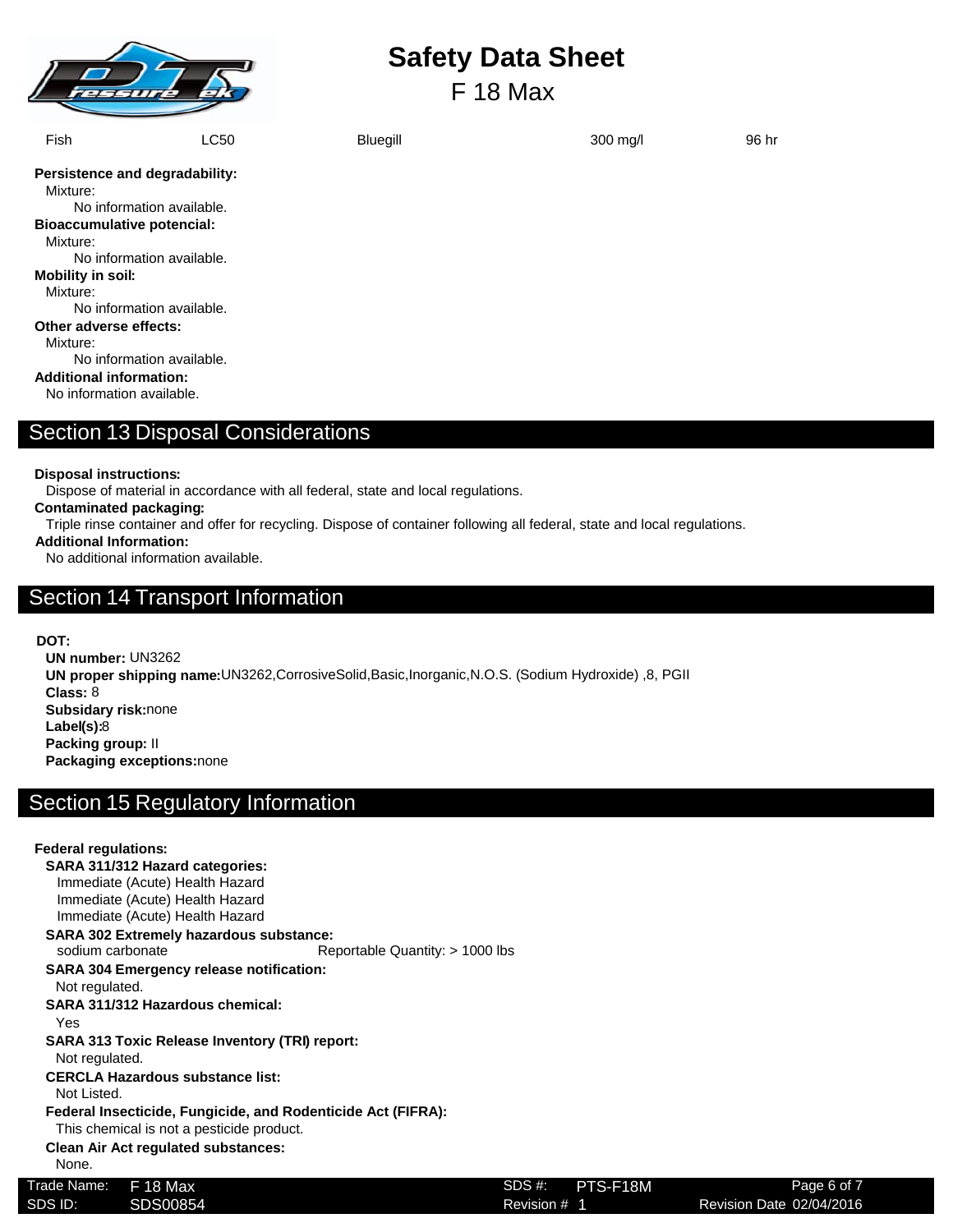| Fish | LC50 | Bluegill | 300 mg/l | 96 hr |
|---|---|---|---|---|

**Persistence and degradability:**

Mixture:

No information available.

**Bioaccumulative potencial:**

Mixture:

No information available.

**Mobility in soil:**

Mixture:

No information available.

**Other adverse effects:**

Mixture:

No information available.

**Additional information:**

No information available.

## Section 13 Disposal Considerations

**Disposal instructions:**

Dispose of material in accordance with all federal, state and local regulations.

**Contaminated packaging:**

Triple rinse container and offer for recycling. Dispose of container following all federal, state and local regulations.

**Additional Information:**

No additional information available.

## Section 14 Transport Information

**DOT:**

**UN number:** UN3262

**UN proper shipping name:** UN3262,CorrosiveSolid,Basic,Inorganic,N.O.S. (Sodium Hydroxide) ,8, PGII

**Class:** 8

**Subsidary risk:** none

**Label(s):** 8

**Packing group:** II

**Packaging exceptions:** none

## Section 15 Regulatory Information

**Federal regulations:**

**SARA 311/312 Hazard categories:**

Immediate (Acute) Health Hazard

Immediate (Acute) Health Hazard

Immediate (Acute) Health Hazard

**SARA 302 Extremely hazardous substance:**

sodium carbonate — Reportable Quantity: > 1000 lbs

**SARA 304 Emergency release notification:**

Not regulated.

**SARA 311/312 Hazardous chemical:**

Yes

**SARA 313 Toxic Release Inventory (TRI) report:**

Not regulated.

**CERCLA Hazardous substance list:**

Not Listed.

**Federal Insecticide, Fungicide, and Rodenticide Act (FIFRA):**

This chemical is not a pesticide product.

**Clean Air Act regulated substances:**

None.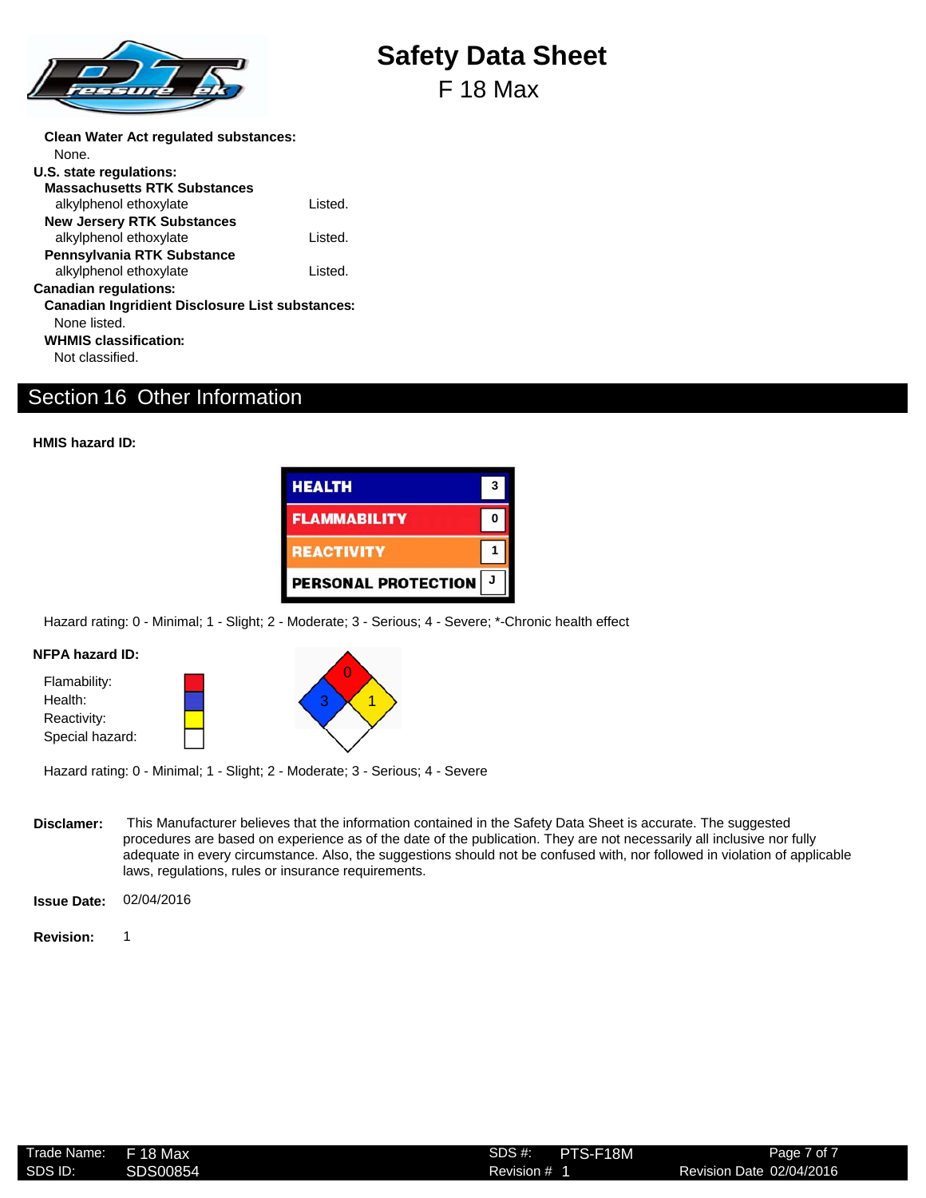**Clean Water Act regulated substances:**

None.

**U.S. state regulations:**

**Massachusetts RTK Substances**

| | |
|---|---|
| alkylphenol ethoxylate | Listed. |

**New Jersery RTK Substances**

| | |
|---|---|
| alkylphenol ethoxylate | Listed. |

**Pennsylvania RTK Substance**

| | |
|---|---|
| alkylphenol ethoxylate | Listed. |

**Canadian regulations:**

**Canadian Ingridient Disclosure List substances:**

None listed.

**WHMIS classification:**

Not classified.

## Section 16 Other Information

**HMIS hazard ID:**

| | |
|---|---|
| HEALTH | 3 |
| FLAMMABILITY | 0 |
| REACTIVITY | 1 |
| PERSONAL PROTECTION | J |

Hazard rating: 0 - Minimal; 1 - Slight; 2 - Moderate; 3 - Serious; 4 - Severe; *-Chronic health effect

**NFPA hazard ID:**

Flamability:
Health:
Reactivity:
Special hazard:

0
3
1

Hazard rating: 0 - Minimal; 1 - Slight; 2 - Moderate; 3 - Serious; 4 - Severe

**Disclamer:** This Manufacturer believes that the information contained in the Safety Data Sheet is accurate. The suggested procedures are based on experience as of the date of the publication. They are not necessarily all inclusive nor fully adequate in every circumstance. Also, the suggestions should not be confused with, nor followed in violation of applicable laws, regulations, rules or insurance requirements.

**Issue Date:** 02/04/2016

**Revision:** 1